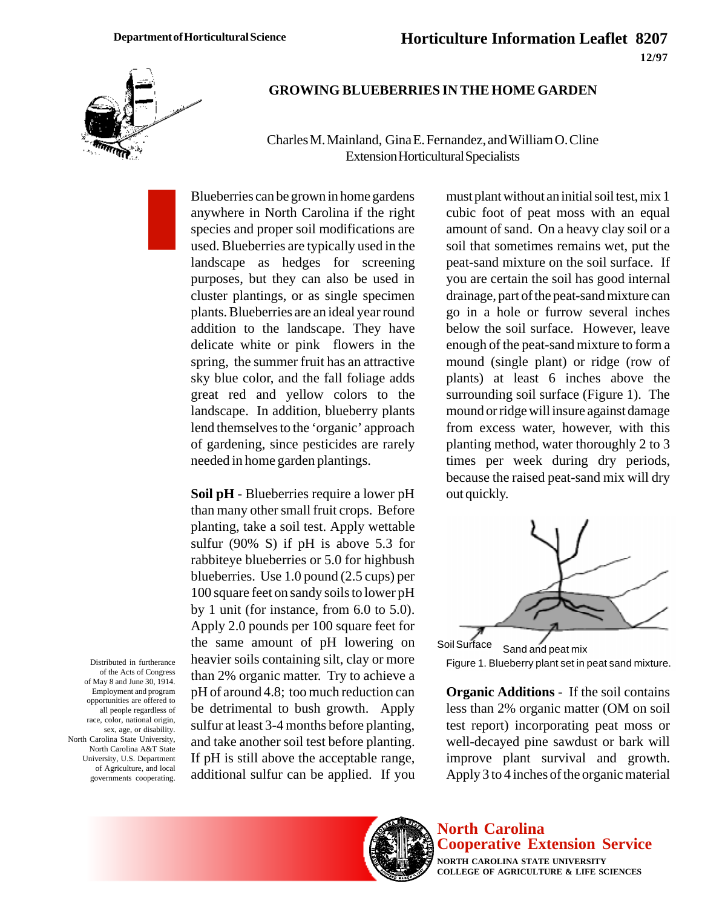Department of Horticultural Science

**Horticulture Information Leaflet 8207**

12/97

# GROWING BLUEBERRIES IN THE HOME GARDEN

Charles M. Mainland, Gina E. Fernandez, and William O. Cline
Extension Horticultural Specialists

Blueberries can be grown in home gardens anywhere in North Carolina if the right species and proper soil modifications are used. Blueberries are typically used in the landscape as hedges for screening purposes, but they can also be used in cluster plantings, or as single specimen plants. Blueberries are an ideal year round addition to the landscape. They have delicate white or pink flowers in the spring, the summer fruit has an attractive sky blue color, and the fall foliage adds great red and yellow colors to the landscape. In addition, blueberry plants lend themselves to the 'organic' approach of gardening, since pesticides are rarely needed in home garden plantings.

**Soil pH** - Blueberries require a lower pH than many other small fruit crops. Before planting, take a soil test. Apply wettable sulfur (90% S) if pH is above 5.3 for rabbiteye blueberries or 5.0 for highbush blueberries. Use 1.0 pound (2.5 cups) per 100 square feet on sandy soils to lower pH by 1 unit (for instance, from 6.0 to 5.0). Apply 2.0 pounds per 100 square feet for the same amount of pH lowering on heavier soils containing silt, clay or more than 2% organic matter. Try to achieve a pH of around 4.8; too much reduction can be detrimental to bush growth. Apply sulfur at least 3-4 months before planting, and take another soil test before planting. If pH is still above the acceptable range, additional sulfur can be applied. If you must plant without an initial soil test, mix 1 cubic foot of peat moss with an equal amount of sand. On a heavy clay soil or a soil that sometimes remains wet, put the peat-sand mixture on the soil surface. If you are certain the soil has good internal drainage, part of the peat-sand mixture can go in a hole or furrow several inches below the soil surface. However, leave enough of the peat-sand mixture to form a mound (single plant) or ridge (row of plants) at least 6 inches above the surrounding soil surface (Figure 1). The mound or ridge will insure against damage from excess water, however, with this planting method, water thoroughly 2 to 3 times per week during dry periods, because the raised peat-sand mix will dry out quickly.

Soil Surface    Sand and peat mix

Figure 1. Blueberry plant set in peat sand mixture.

**Organic Additions** - If the soil contains less than 2% organic matter (OM on soil test report) incorporating peat moss or well-decayed pine sawdust or bark will improve plant survival and growth. Apply 3 to 4 inches of the organic material

Distributed in furtherance of the Acts of Congress of May 8 and June 30, 1914. Employment and program opportunities are offered to all people regardless of race, color, national origin, sex, age, or disability. North Carolina State University, North Carolina A&T State University, U.S. Department of Agriculture, and local governments cooperating.

North Carolina Cooperative Extension Service
NORTH CAROLINA STATE UNIVERSITY
COLLEGE OF AGRICULTURE & LIFE SCIENCES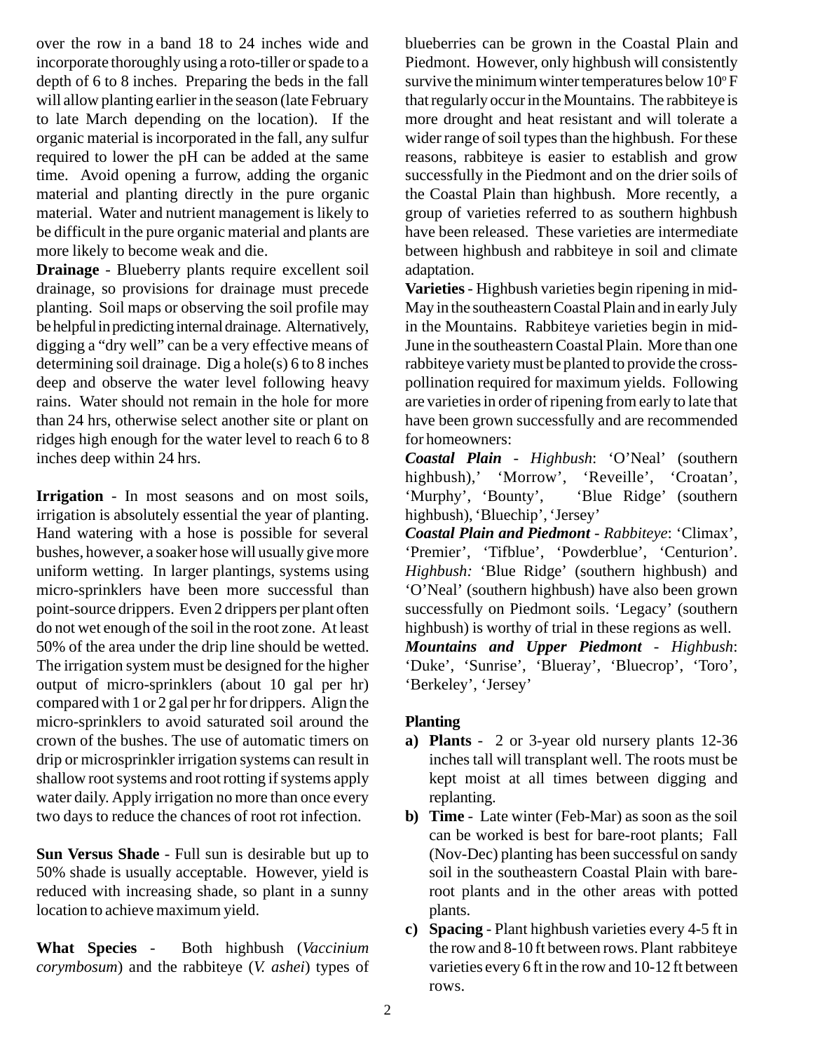over the row in a band 18 to 24 inches wide and incorporate thoroughly using a roto-tiller or spade to a depth of 6 to 8 inches. Preparing the beds in the fall will allow planting earlier in the season (late February to late March depending on the location). If the organic material is incorporated in the fall, any sulfur required to lower the pH can be added at the same time. Avoid opening a furrow, adding the organic material and planting directly in the pure organic material. Water and nutrient management is likely to be difficult in the pure organic material and plants are more likely to become weak and die.

**Drainage** - Blueberry plants require excellent soil drainage, so provisions for drainage must precede planting. Soil maps or observing the soil profile may be helpful in predicting internal drainage. Alternatively, digging a "dry well" can be a very effective means of determining soil drainage. Dig a hole(s) 6 to 8 inches deep and observe the water level following heavy rains. Water should not remain in the hole for more than 24 hrs, otherwise select another site or plant on ridges high enough for the water level to reach 6 to 8 inches deep within 24 hrs.

**Irrigation** - In most seasons and on most soils, irrigation is absolutely essential the year of planting. Hand watering with a hose is possible for several bushes, however, a soaker hose will usually give more uniform wetting. In larger plantings, systems using micro-sprinklers have been more successful than point-source drippers. Even 2 drippers per plant often do not wet enough of the soil in the root zone. At least 50% of the area under the drip line should be wetted. The irrigation system must be designed for the higher output of micro-sprinklers (about 10 gal per hr) compared with 1 or 2 gal per hr for drippers. Align the micro-sprinklers to avoid saturated soil around the crown of the bushes. The use of automatic timers on drip or microsprinkler irrigation systems can result in shallow root systems and root rotting if systems apply water daily. Apply irrigation no more than once every two days to reduce the chances of root rot infection.

**Sun Versus Shade** - Full sun is desirable but up to 50% shade is usually acceptable. However, yield is reduced with increasing shade, so plant in a sunny location to achieve maximum yield.

**What Species** - Both highbush (*Vaccinium corymbosum*) and the rabbiteye (*V. ashei*) types of blueberries can be grown in the Coastal Plain and Piedmont. However, only highbush will consistently survive the minimum winter temperatures below 10$^{o}$ F that regularly occur in the Mountains. The rabbiteye is more drought and heat resistant and will tolerate a wider range of soil types than the highbush. For these reasons, rabbiteye is easier to establish and grow successfully in the Piedmont and on the drier soils of the Coastal Plain than highbush. More recently, a group of varieties referred to as southern highbush have been released. These varieties are intermediate between highbush and rabbiteye in soil and climate adaptation.

**Varieties** - Highbush varieties begin ripening in mid-May in the southeastern Coastal Plain and in early July in the Mountains. Rabbiteye varieties begin in mid-June in the southeastern Coastal Plain. More than one rabbiteye variety must be planted to provide the cross-pollination required for maximum yields. Following are varieties in order of ripening from early to late that have been grown successfully and are recommended for homeowners:

***Coastal Plain*** - *Highbush*: 'O'Neal' (southern highbush),' 'Morrow', 'Reveille', 'Croatan', 'Murphy', 'Bounty', 'Blue Ridge' (southern highbush), 'Bluechip', 'Jersey'

***Coastal Plain and Piedmont*** - *Rabbiteye*: 'Climax', 'Premier', 'Tifblue', 'Powderblue', 'Centurion'. *Highbush:* 'Blue Ridge' (southern highbush) and 'O'Neal' (southern highbush) have also been grown successfully on Piedmont soils. 'Legacy' (southern highbush) is worthy of trial in these regions as well.

***Mountains and Upper Piedmont*** - *Highbush*: 'Duke', 'Sunrise', 'Blueray', 'Bluecrop', 'Toro', 'Berkeley', 'Jersey'

**Planting**

**a) Plants** - 2 or 3-year old nursery plants 12-36 inches tall will transplant well. The roots must be kept moist at all times between digging and replanting.

**b) Time** - Late winter (Feb-Mar) as soon as the soil can be worked is best for bare-root plants; Fall (Nov-Dec) planting has been successful on sandy soil in the southeastern Coastal Plain with bare-root plants and in the other areas with potted plants.

**c) Spacing** - Plant highbush varieties every 4-5 ft in the row and 8-10 ft between rows. Plant rabbiteye varieties every 6 ft in the row and 10-12 ft between rows.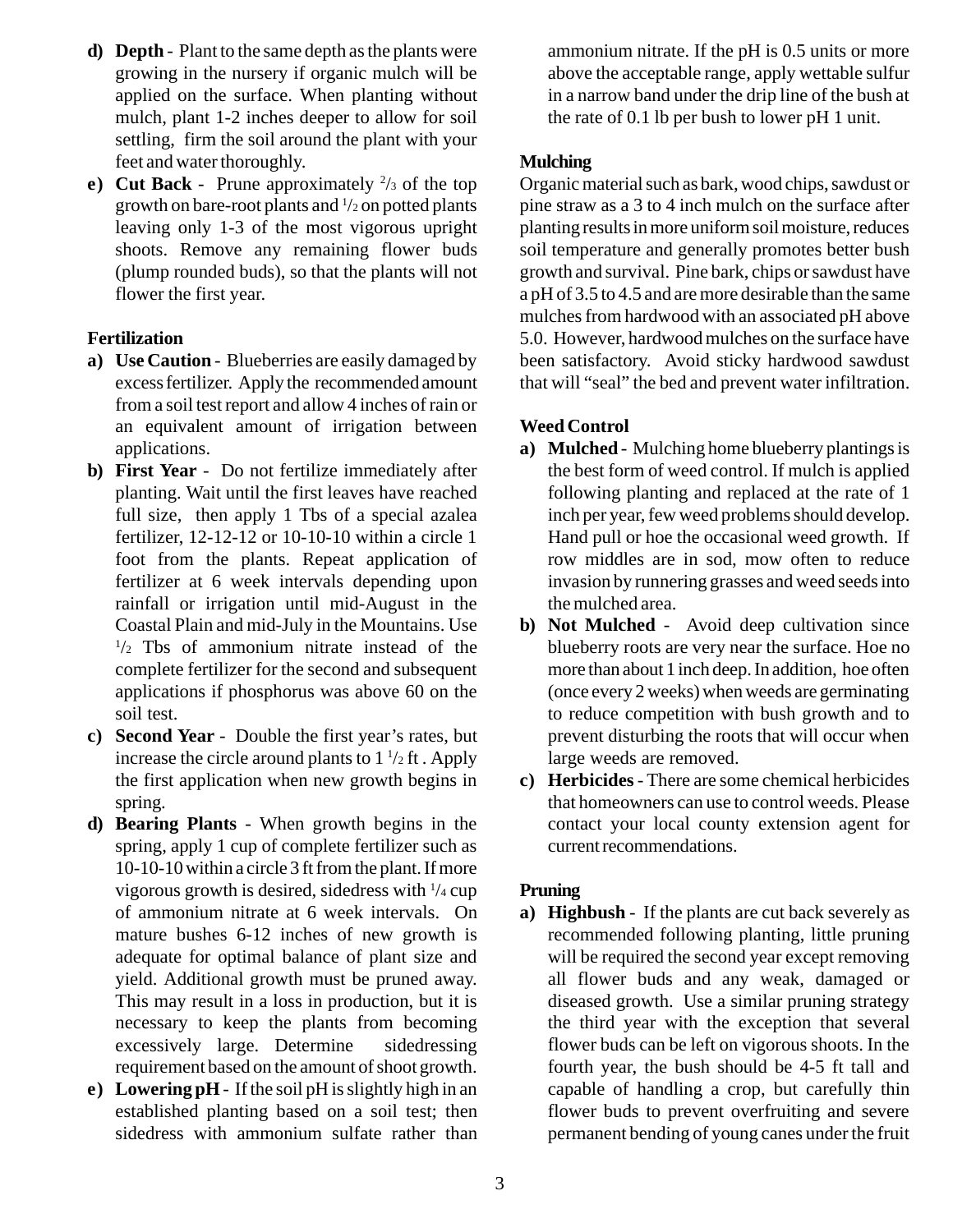d) **Depth** - Plant to the same depth as the plants were growing in the nursery if organic mulch will be applied on the surface. When planting without mulch, plant 1-2 inches deeper to allow for soil settling, firm the soil around the plant with your feet and water thoroughly.

e) **Cut Back** - Prune approximately $^2/_3$ of the top growth on bare-root plants and $^1/_2$ on potted plants leaving only 1-3 of the most vigorous upright shoots. Remove any remaining flower buds (plump rounded buds), so that the plants will not flower the first year.

**Fertilization**

a) **Use Caution** - Blueberries are easily damaged by excess fertilizer. Apply the recommended amount from a soil test report and allow 4 inches of rain or an equivalent amount of irrigation between applications.

b) **First Year** - Do not fertilize immediately after planting. Wait until the first leaves have reached full size, then apply 1 Tbs of a special azalea fertilizer, 12-12-12 or 10-10-10 within a circle 1 foot from the plants. Repeat application of fertilizer at 6 week intervals depending upon rainfall or irrigation until mid-August in the Coastal Plain and mid-July in the Mountains. Use $^1/_2$ Tbs of ammonium nitrate instead of the complete fertilizer for the second and subsequent applications if phosphorus was above 60 on the soil test.

c) **Second Year** - Double the first year's rates, but increase the circle around plants to 1 $^1/_2$ ft . Apply the first application when new growth begins in spring.

d) **Bearing Plants** - When growth begins in the spring, apply 1 cup of complete fertilizer such as 10-10-10 within a circle 3 ft from the plant. If more vigorous growth is desired, sidedress with $^1/_4$ cup of ammonium nitrate at 6 week intervals. On mature bushes 6-12 inches of new growth is adequate for optimal balance of plant size and yield. Additional growth must be pruned away. This may result in a loss in production, but it is necessary to keep the plants from becoming excessively large. Determine sidedressing requirement based on the amount of shoot growth.

e) **Lowering pH** - If the soil pH is slightly high in an established planting based on a soil test; then sidedress with ammonium sulfate rather than ammonium nitrate. If the pH is 0.5 units or more above the acceptable range, apply wettable sulfur in a narrow band under the drip line of the bush at the rate of 0.1 lb per bush to lower pH 1 unit.

**Mulching**

Organic material such as bark, wood chips, sawdust or pine straw as a 3 to 4 inch mulch on the surface after planting results in more uniform soil moisture, reduces soil temperature and generally promotes better bush growth and survival. Pine bark, chips or sawdust have a pH of 3.5 to 4.5 and are more desirable than the same mulches from hardwood with an associated pH above 5.0. However, hardwood mulches on the surface have been satisfactory. Avoid sticky hardwood sawdust that will "seal" the bed and prevent water infiltration.

**Weed Control**

a) **Mulched** - Mulching home blueberry plantings is the best form of weed control. If mulch is applied following planting and replaced at the rate of 1 inch per year, few weed problems should develop. Hand pull or hoe the occasional weed growth. If row middles are in sod, mow often to reduce invasion by runnering grasses and weed seeds into the mulched area.

b) **Not Mulched** - Avoid deep cultivation since blueberry roots are very near the surface. Hoe no more than about 1 inch deep. In addition, hoe often (once every 2 weeks) when weeds are germinating to reduce competition with bush growth and to prevent disturbing the roots that will occur when large weeds are removed.

c) **Herbicides** - There are some chemical herbicides that homeowners can use to control weeds. Please contact your local county extension agent for current recommendations.

**Pruning**

a) **Highbush** - If the plants are cut back severely as recommended following planting, little pruning will be required the second year except removing all flower buds and any weak, damaged or diseased growth. Use a similar pruning strategy the third year with the exception that several flower buds can be left on vigorous shoots. In the fourth year, the bush should be 4-5 ft tall and capable of handling a crop, but carefully thin flower buds to prevent overfruiting and severe permanent bending of young canes under the fruit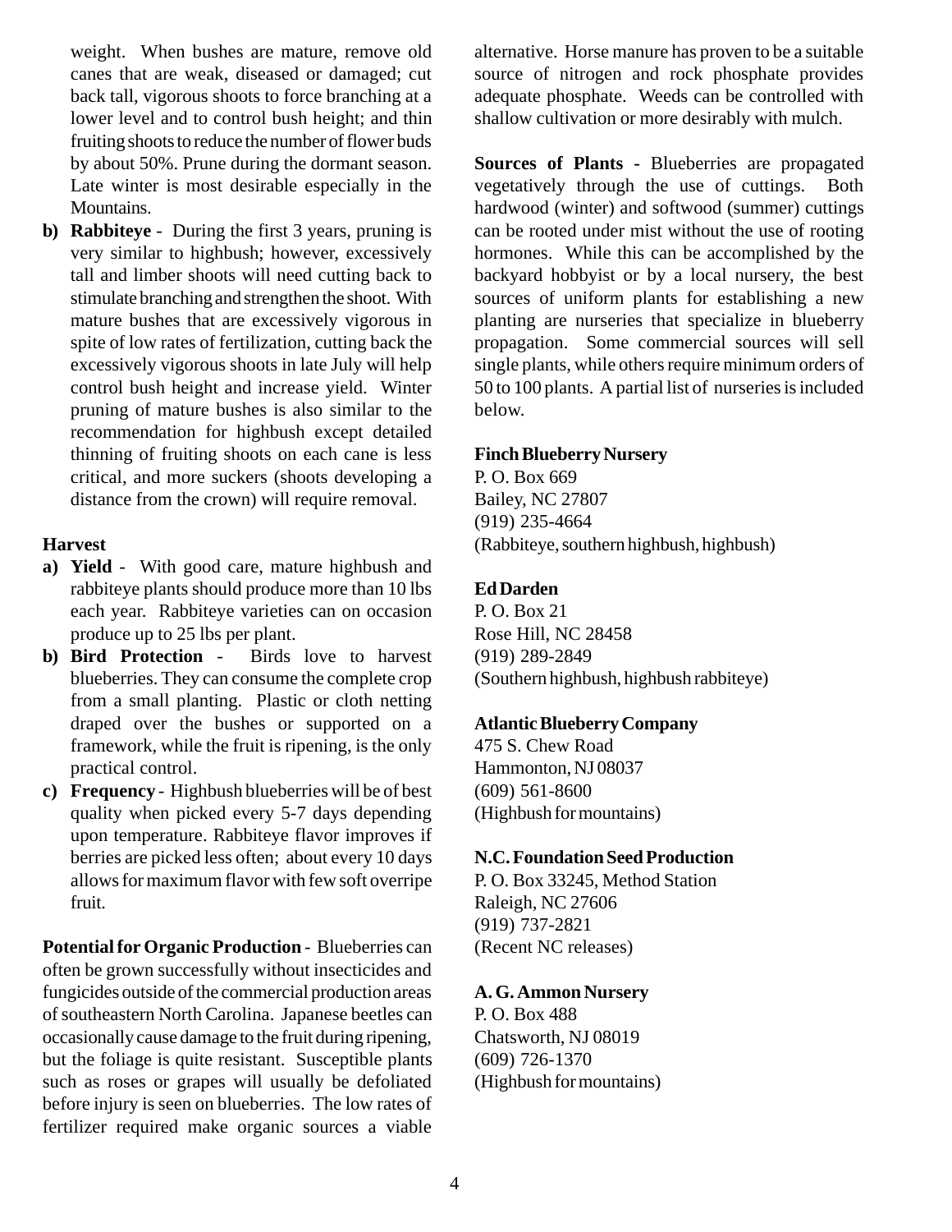weight. When bushes are mature, remove old canes that are weak, diseased or damaged; cut back tall, vigorous shoots to force branching at a lower level and to control bush height; and thin fruiting shoots to reduce the number of flower buds by about 50%. Prune during the dormant season. Late winter is most desirable especially in the Mountains.

b) **Rabbiteye** - During the first 3 years, pruning is very similar to highbush; however, excessively tall and limber shoots will need cutting back to stimulate branching and strengthen the shoot. With mature bushes that are excessively vigorous in spite of low rates of fertilization, cutting back the excessively vigorous shoots in late July will help control bush height and increase yield. Winter pruning of mature bushes is also similar to the recommendation for highbush except detailed thinning of fruiting shoots on each cane is less critical, and more suckers (shoots developing a distance from the crown) will require removal.

**Harvest**

a) **Yield** - With good care, mature highbush and rabbiteye plants should produce more than 10 lbs each year. Rabbiteye varieties can on occasion produce up to 25 lbs per plant.

b) **Bird Protection** - Birds love to harvest blueberries. They can consume the complete crop from a small planting. Plastic or cloth netting draped over the bushes or supported on a framework, while the fruit is ripening, is the only practical control.

c) **Frequency** - Highbush blueberries will be of best quality when picked every 5-7 days depending upon temperature. Rabbiteye flavor improves if berries are picked less often; about every 10 days allows for maximum flavor with few soft overripe fruit.

**Potential for Organic Production** - Blueberries can often be grown successfully without insecticides and fungicides outside of the commercial production areas of southeastern North Carolina. Japanese beetles can occasionally cause damage to the fruit during ripening, but the foliage is quite resistant. Susceptible plants such as roses or grapes will usually be defoliated before injury is seen on blueberries. The low rates of fertilizer required make organic sources a viable alternative. Horse manure has proven to be a suitable source of nitrogen and rock phosphate provides adequate phosphate. Weeds can be controlled with shallow cultivation or more desirably with mulch.

**Sources of Plants** - Blueberries are propagated vegetatively through the use of cuttings. Both hardwood (winter) and softwood (summer) cuttings can be rooted under mist without the use of rooting hormones. While this can be accomplished by the backyard hobbyist or by a local nursery, the best sources of uniform plants for establishing a new planting are nurseries that specialize in blueberry propagation. Some commercial sources will sell single plants, while others require minimum orders of 50 to 100 plants. A partial list of nurseries is included below.

**Finch Blueberry Nursery**
P. O. Box 669
Bailey, NC 27807
(919) 235-4664
(Rabbiteye, southern highbush, highbush)

**Ed Darden**
P. O. Box 21
Rose Hill, NC 28458
(919) 289-2849
(Southern highbush, highbush rabbiteye)

**Atlantic Blueberry Company**
475 S. Chew Road
Hammonton, NJ 08037
(609) 561-8600
(Highbush for mountains)

**N.C. Foundation Seed Production**
P. O. Box 33245, Method Station
Raleigh, NC 27606
(919) 737-2821
(Recent NC releases)

**A. G. Ammon Nursery**
P. O. Box 488
Chatsworth, NJ 08019
(609) 726-1370
(Highbush for mountains)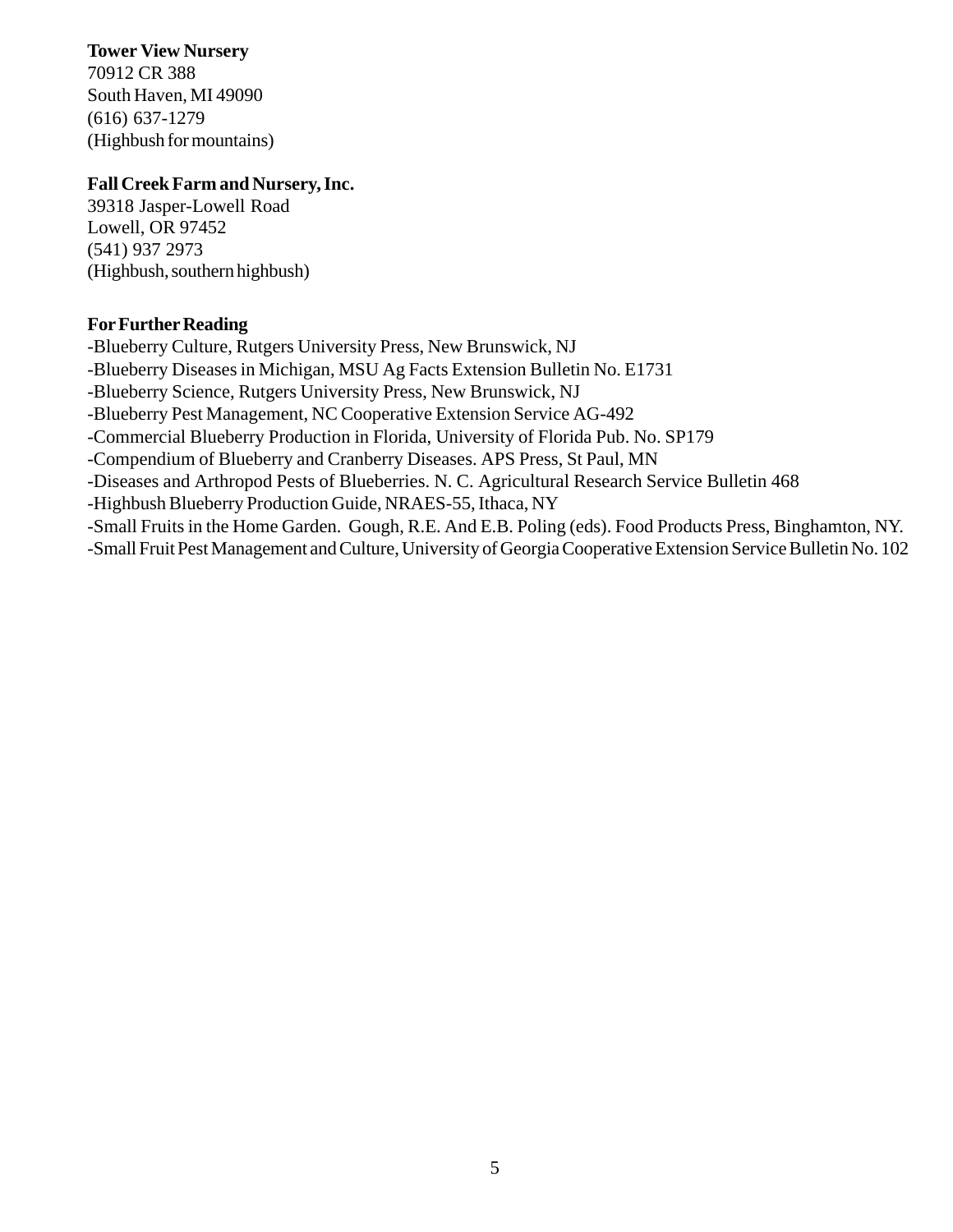**Tower View Nursery**
70912 CR 388
South Haven, MI 49090
(616) 637-1279
(Highbush for mountains)

**Fall Creek Farm and Nursery, Inc.**
39318 Jasper-Lowell Road
Lowell, OR 97452
(541) 937 2973
(Highbush, southern highbush)

**For Further Reading**

-Blueberry Culture, Rutgers University Press, New Brunswick, NJ
-Blueberry Diseases in Michigan, MSU Ag Facts Extension Bulletin No. E1731
-Blueberry Science, Rutgers University Press, New Brunswick, NJ
-Blueberry Pest Management, NC Cooperative Extension Service AG-492
-Commercial Blueberry Production in Florida, University of Florida Pub. No. SP179
-Compendium of Blueberry and Cranberry Diseases. APS Press, St Paul, MN
-Diseases and Arthropod Pests of Blueberries. N. C. Agricultural Research Service Bulletin 468
-Highbush Blueberry Production Guide, NRAES-55, Ithaca, NY
-Small Fruits in the Home Garden. Gough, R.E. And E.B. Poling (eds). Food Products Press, Binghamton, NY.
-Small Fruit Pest Management and Culture, University of Georgia Cooperative Extension Service Bulletin No. 102